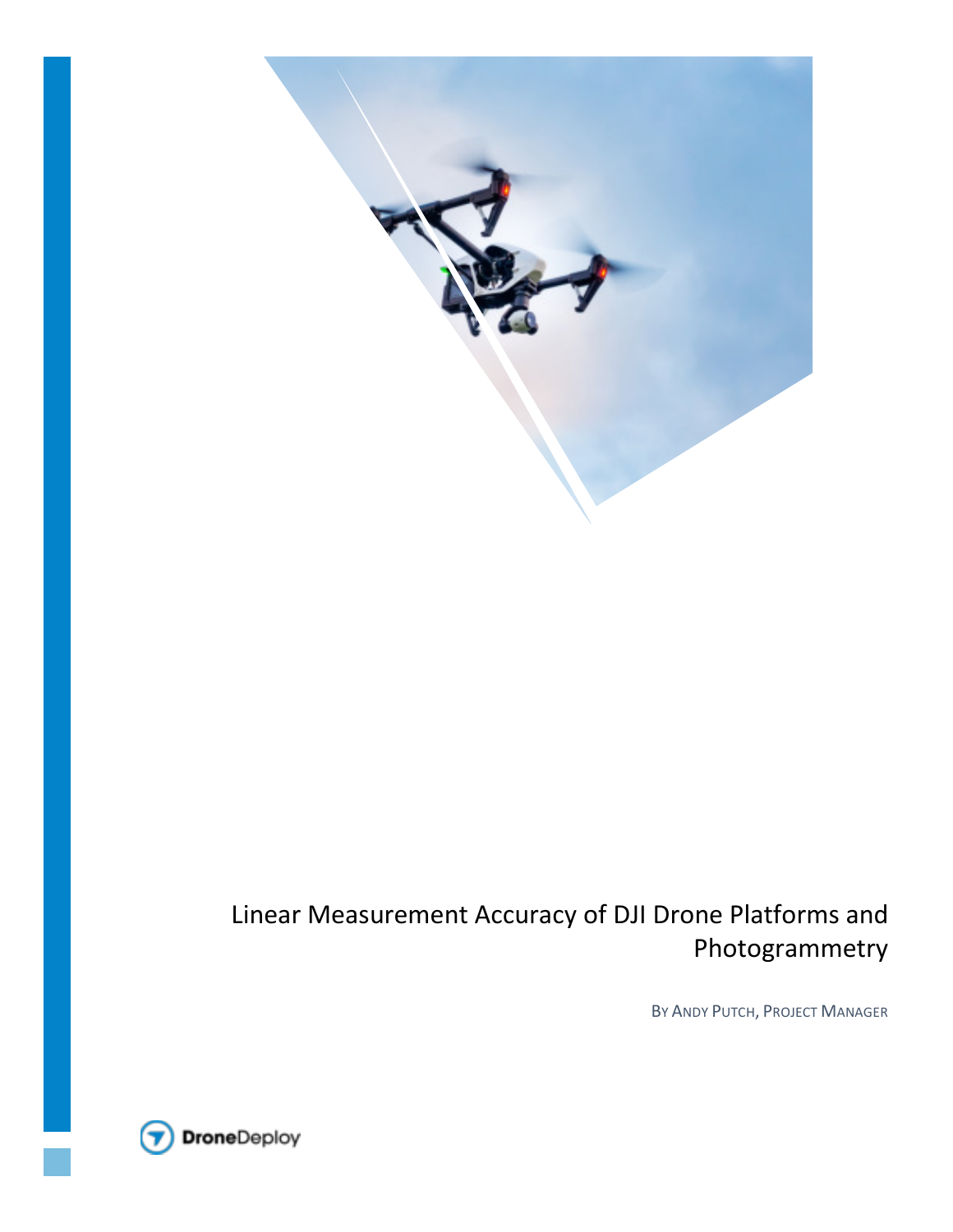# Linear Measurement Accuracy of DJI Drone Platforms and Photogrammetry

By Andy Putch, Project Manager

DroneDeploy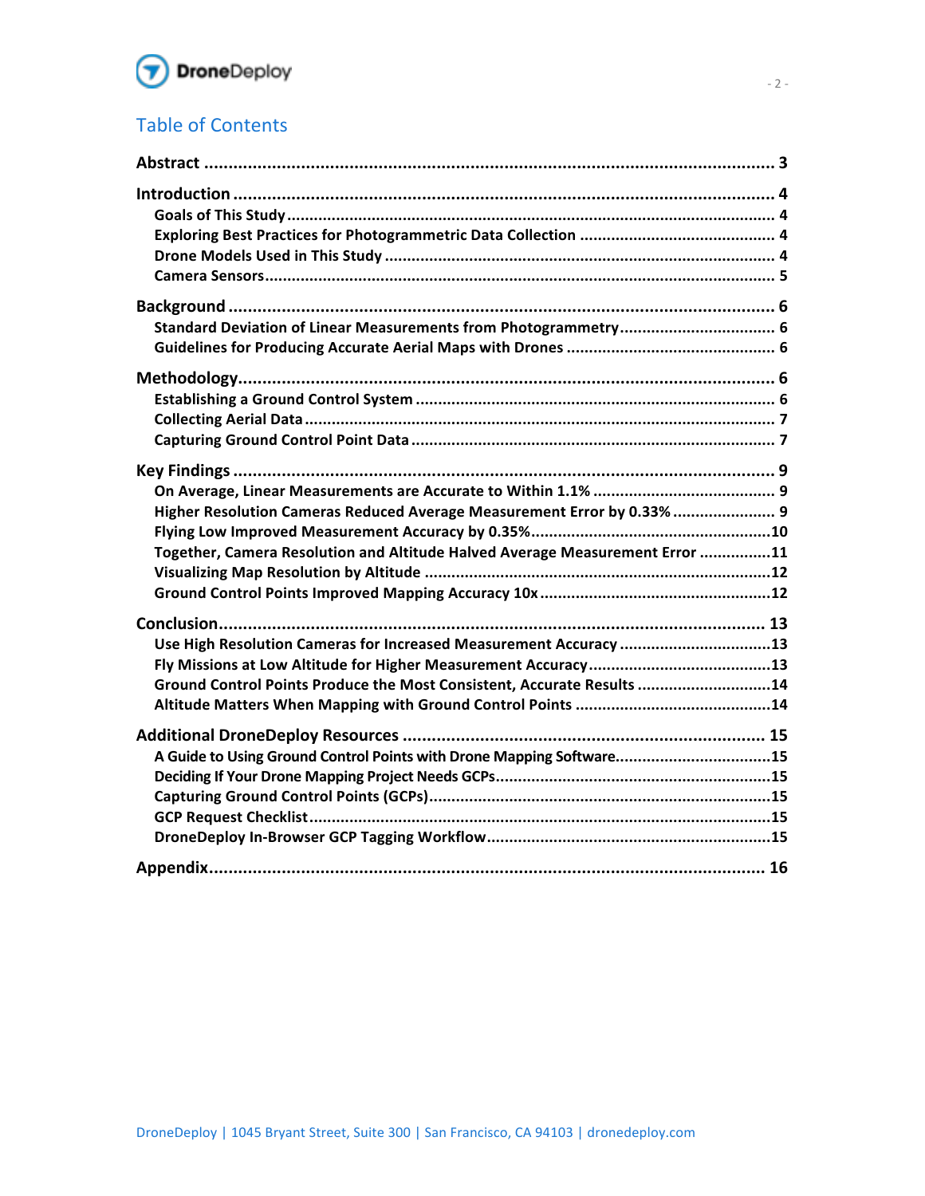# Table of Contents

**Abstract** ........................................................................................................ 3

**Introduction** ................................................................................................ 4
- **Goals of This Study** ........................................................................................ 4
- **Exploring Best Practices for Photogrammetric Data Collection** .......................... 4
- **Drone Models Used in This Study** ..................................................................... 4
- **Camera Sensors** ................................................................................................ 5

**Background** .................................................................................................. 6
- **Standard Deviation of Linear Measurements from Photogrammetry** ................................. 6
- **Guidelines for Producing Accurate Aerial Maps with Drones** ............................................ 6

**Methodology** ................................................................................................. 6
- **Establishing a Ground Control System** ............................................................... 6
- **Collecting Aerial Data** ...................................................................................... 7
- **Capturing Ground Control Point Data** ................................................................. 7

**Key Findings** .................................................................................................. 9
- **On Average, Linear Measurements are Accurate to Within 1.1%** .................................... 9
- **Higher Resolution Cameras Reduced Average Measurement Error by 0.33%** ...................... 9
- **Flying Low Improved Measurement Accuracy by 0.35%** ................................................... 10
- **Together, Camera Resolution and Altitude Halved Average Measurement Error** ............... 11
- **Visualizing Map Resolution by Altitude** ........................................................................... 12
- **Ground Control Points Improved Mapping Accuracy 10x** .................................................. 12

**Conclusion** ................................................................................................... 13
- **Use High Resolution Cameras for Increased Measurement Accuracy** ................................ 13
- **Fly Missions at Low Altitude for Higher Measurement Accuracy** ...................................... 13
- **Ground Control Points Produce the Most Consistent, Accurate Results** ........................... 14
- **Altitude Matters When Mapping with Ground Control Points** ........................................... 14

**Additional DroneDeploy Resources** .................................................................. 15
- **A Guide to Using Ground Control Points with Drone Mapping Software** ............................... 15
- **Deciding If Your Drone Mapping Project Needs GCPs** ........................................................... 15
- **Capturing Ground Control Points (GCPs)** ............................................................................. 15
- **GCP Request Checklist** ........................................................................................................ 15
- **DroneDeploy In-Browser GCP Tagging Workflow** .................................................................. 15

**Appendix** ...................................................................................................... 16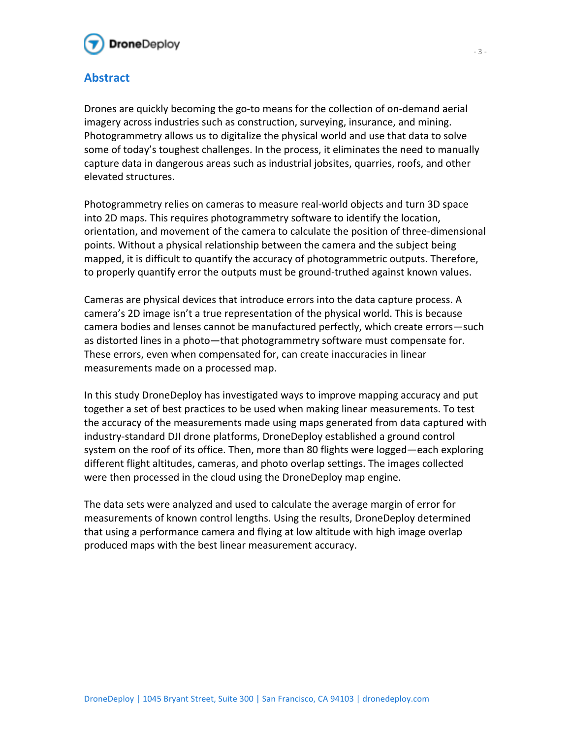## Abstract

Drones are quickly becoming the go-to means for the collection of on-demand aerial imagery across industries such as construction, surveying, insurance, and mining. Photogrammetry allows us to digitalize the physical world and use that data to solve some of today's toughest challenges. In the process, it eliminates the need to manually capture data in dangerous areas such as industrial jobsites, quarries, roofs, and other elevated structures.

Photogrammetry relies on cameras to measure real-world objects and turn 3D space into 2D maps. This requires photogrammetry software to identify the location, orientation, and movement of the camera to calculate the position of three-dimensional points. Without a physical relationship between the camera and the subject being mapped, it is difficult to quantify the accuracy of photogrammetric outputs. Therefore, to properly quantify error the outputs must be ground-truthed against known values.

Cameras are physical devices that introduce errors into the data capture process. A camera's 2D image isn't a true representation of the physical world. This is because camera bodies and lenses cannot be manufactured perfectly, which create errors—such as distorted lines in a photo—that photogrammetry software must compensate for. These errors, even when compensated for, can create inaccuracies in linear measurements made on a processed map.

In this study DroneDeploy has investigated ways to improve mapping accuracy and put together a set of best practices to be used when making linear measurements. To test the accuracy of the measurements made using maps generated from data captured with industry-standard DJI drone platforms, DroneDeploy established a ground control system on the roof of its office. Then, more than 80 flights were logged—each exploring different flight altitudes, cameras, and photo overlap settings. The images collected were then processed in the cloud using the DroneDeploy map engine.

The data sets were analyzed and used to calculate the average margin of error for measurements of known control lengths. Using the results, DroneDeploy determined that using a performance camera and flying at low altitude with high image overlap produced maps with the best linear measurement accuracy.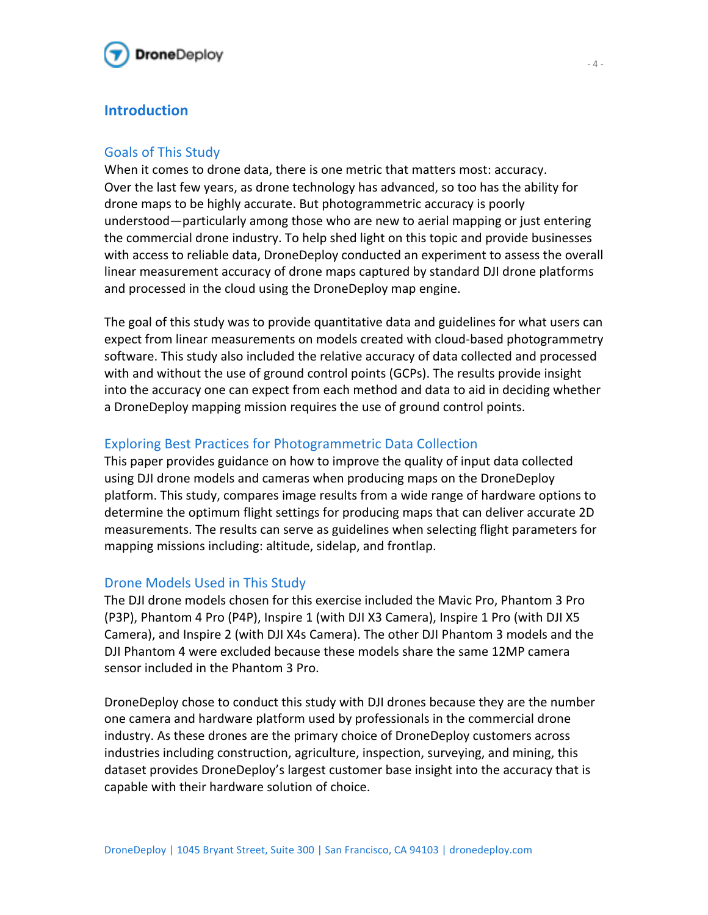# Introduction

## Goals of This Study

When it comes to drone data, there is one metric that matters most: accuracy. Over the last few years, as drone technology has advanced, so too has the ability for drone maps to be highly accurate. But photogrammetric accuracy is poorly understood—particularly among those who are new to aerial mapping or just entering the commercial drone industry. To help shed light on this topic and provide businesses with access to reliable data, DroneDeploy conducted an experiment to assess the overall linear measurement accuracy of drone maps captured by standard DJI drone platforms and processed in the cloud using the DroneDeploy map engine.

The goal of this study was to provide quantitative data and guidelines for what users can expect from linear measurements on models created with cloud-based photogrammetry software. This study also included the relative accuracy of data collected and processed with and without the use of ground control points (GCPs). The results provide insight into the accuracy one can expect from each method and data to aid in deciding whether a DroneDeploy mapping mission requires the use of ground control points.

## Exploring Best Practices for Photogrammetric Data Collection

This paper provides guidance on how to improve the quality of input data collected using DJI drone models and cameras when producing maps on the DroneDeploy platform. This study, compares image results from a wide range of hardware options to determine the optimum flight settings for producing maps that can deliver accurate 2D measurements. The results can serve as guidelines when selecting flight parameters for mapping missions including: altitude, sidelap, and frontlap.

## Drone Models Used in This Study

The DJI drone models chosen for this exercise included the Mavic Pro, Phantom 3 Pro (P3P), Phantom 4 Pro (P4P), Inspire 1 (with DJI X3 Camera), Inspire 1 Pro (with DJI X5 Camera), and Inspire 2 (with DJI X4s Camera). The other DJI Phantom 3 models and the DJI Phantom 4 were excluded because these models share the same 12MP camera sensor included in the Phantom 3 Pro.

DroneDeploy chose to conduct this study with DJI drones because they are the number one camera and hardware platform used by professionals in the commercial drone industry. As these drones are the primary choice of DroneDeploy customers across industries including construction, agriculture, inspection, surveying, and mining, this dataset provides DroneDeploy's largest customer base insight into the accuracy that is capable with their hardware solution of choice.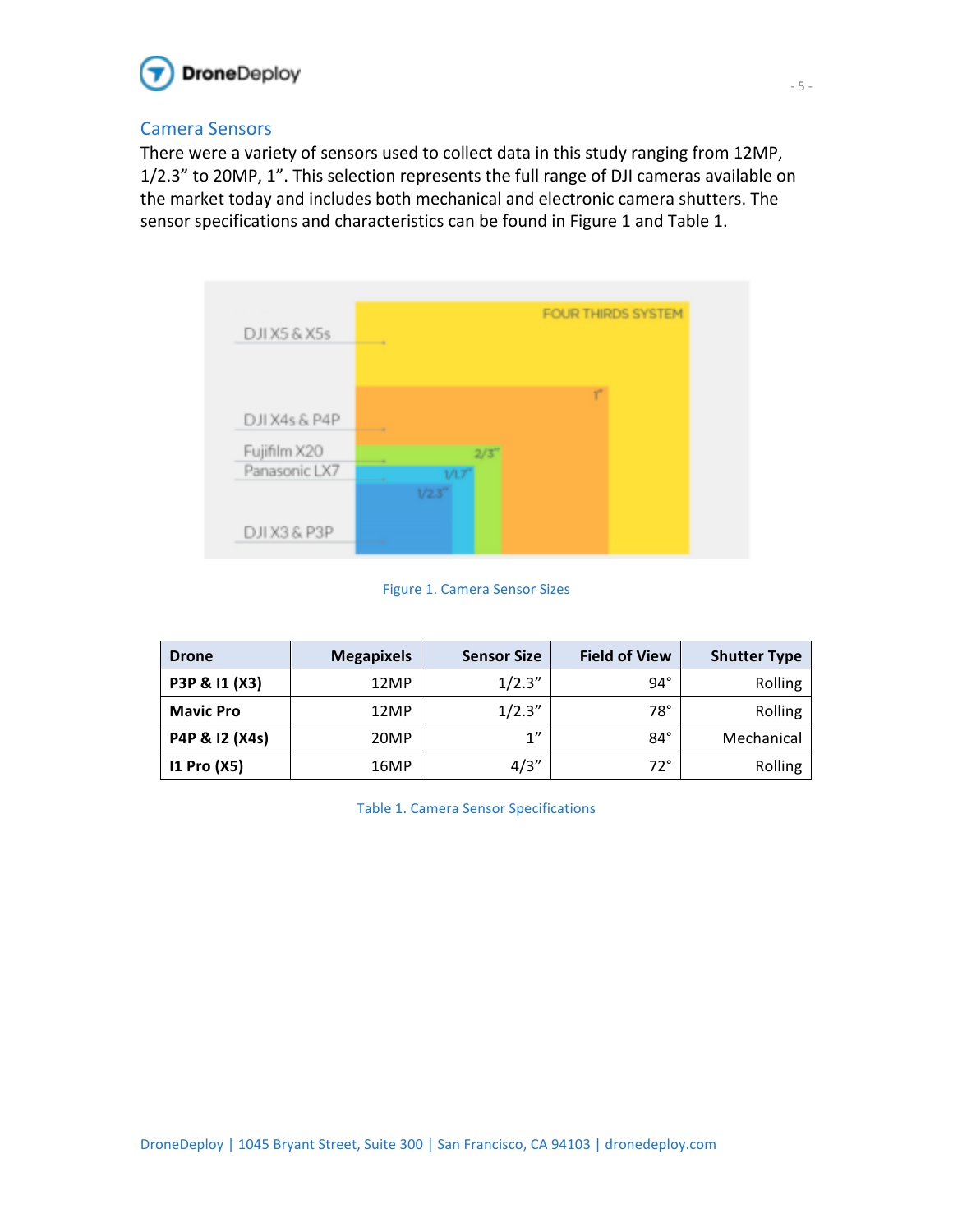## Camera Sensors

There were a variety of sensors used to collect data in this study ranging from 12MP, 1/2.3” to 20MP, 1”. This selection represents the full range of DJI cameras available on the market today and includes both mechanical and electronic camera shutters. The sensor specifications and characteristics can be found in Figure 1 and Table 1.

Figure 1. Camera Sensor Sizes

| Drone | Megapixels | Sensor Size | Field of View | Shutter Type |
|---|---|---|---|---|
| **P3P & I1 (X3)** | 12MP | 1/2.3” | 94° | Rolling |
| **Mavic Pro** | 12MP | 1/2.3” | 78° | Rolling |
| **P4P & I2 (X4s)** | 20MP | 1” | 84° | Mechanical |
| **I1 Pro (X5)** | 16MP | 4/3” | 72° | Rolling |

Table 1. Camera Sensor Specifications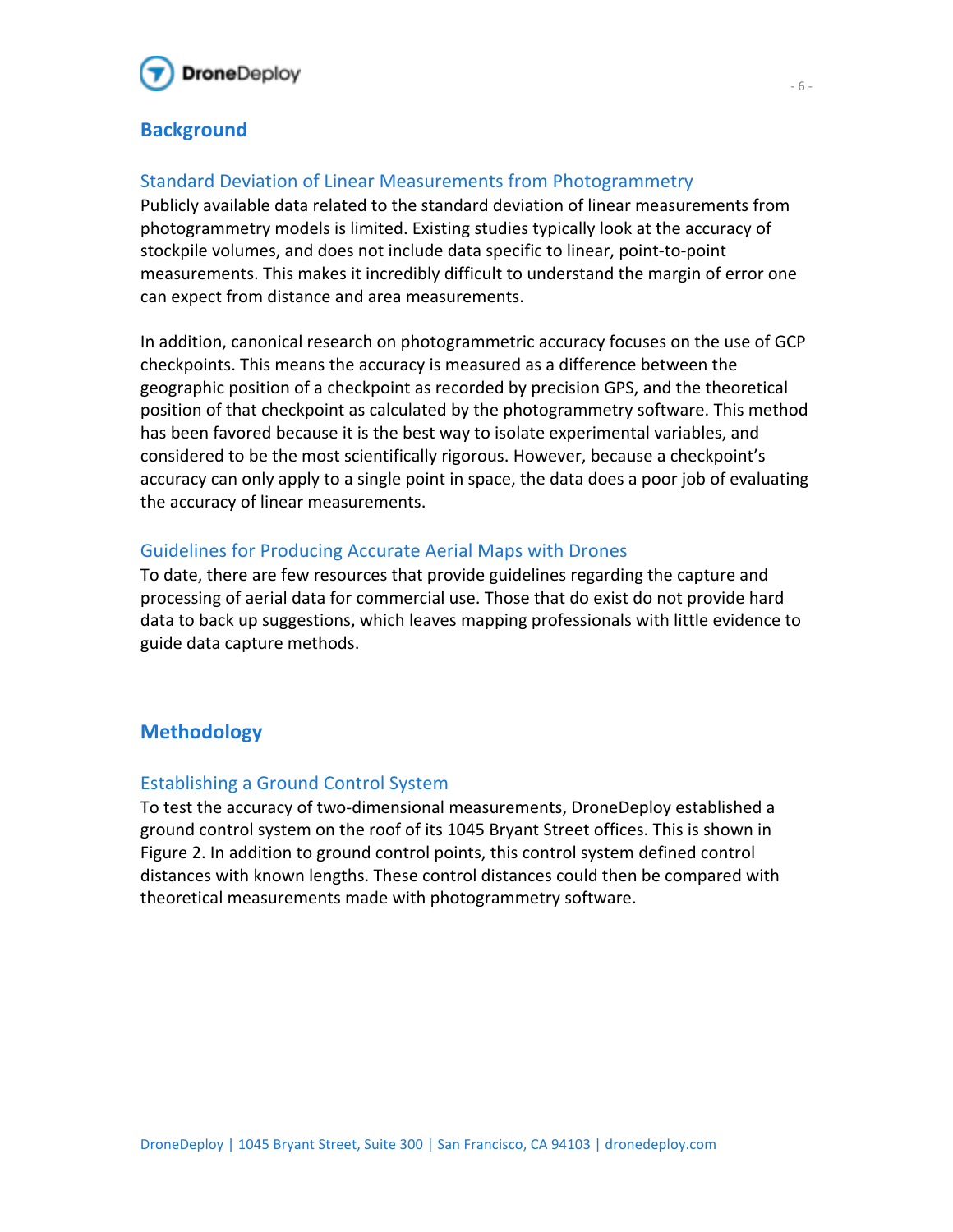## Background

### Standard Deviation of Linear Measurements from Photogrammetry

Publicly available data related to the standard deviation of linear measurements from photogrammetry models is limited. Existing studies typically look at the accuracy of stockpile volumes, and does not include data specific to linear, point-to-point measurements. This makes it incredibly difficult to understand the margin of error one can expect from distance and area measurements.

In addition, canonical research on photogrammetric accuracy focuses on the use of GCP checkpoints. This means the accuracy is measured as a difference between the geographic position of a checkpoint as recorded by precision GPS, and the theoretical position of that checkpoint as calculated by the photogrammetry software. This method has been favored because it is the best way to isolate experimental variables, and considered to be the most scientifically rigorous. However, because a checkpoint's accuracy can only apply to a single point in space, the data does a poor job of evaluating the accuracy of linear measurements.

### Guidelines for Producing Accurate Aerial Maps with Drones

To date, there are few resources that provide guidelines regarding the capture and processing of aerial data for commercial use. Those that do exist do not provide hard data to back up suggestions, which leaves mapping professionals with little evidence to guide data capture methods.

## Methodology

### Establishing a Ground Control System

To test the accuracy of two-dimensional measurements, DroneDeploy established a ground control system on the roof of its 1045 Bryant Street offices. This is shown in Figure 2. In addition to ground control points, this control system defined control distances with known lengths. These control distances could then be compared with theoretical measurements made with photogrammetry software.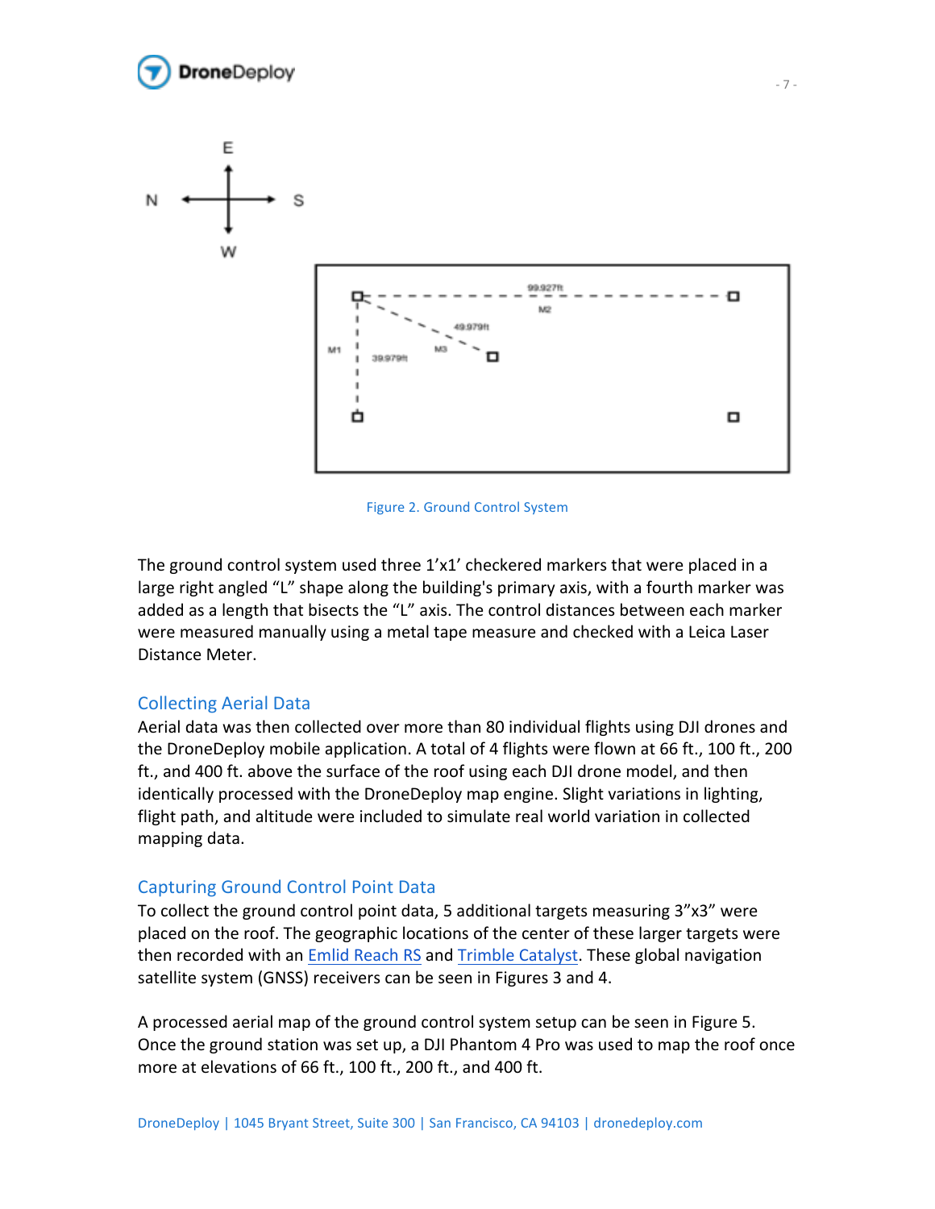Figure 2. Ground Control System

The ground control system used three 1'x1' checkered markers that were placed in a large right angled "L" shape along the building's primary axis, with a fourth marker was added as a length that bisects the "L" axis. The control distances between each marker were measured manually using a metal tape measure and checked with a Leica Laser Distance Meter.

## Collecting Aerial Data

Aerial data was then collected over more than 80 individual flights using DJI drones and the DroneDeploy mobile application. A total of 4 flights were flown at 66 ft., 100 ft., 200 ft., and 400 ft. above the surface of the roof using each DJI drone model, and then identically processed with the DroneDeploy map engine. Slight variations in lighting, flight path, and altitude were included to simulate real world variation in collected mapping data.

## Capturing Ground Control Point Data

To collect the ground control point data, 5 additional targets measuring 3"x3" were placed on the roof. The geographic locations of the center of these larger targets were then recorded with an Emlid Reach RS and Trimble Catalyst. These global navigation satellite system (GNSS) receivers can be seen in Figures 3 and 4.

A processed aerial map of the ground control system setup can be seen in Figure 5. Once the ground station was set up, a DJI Phantom 4 Pro was used to map the roof once more at elevations of 66 ft., 100 ft., 200 ft., and 400 ft.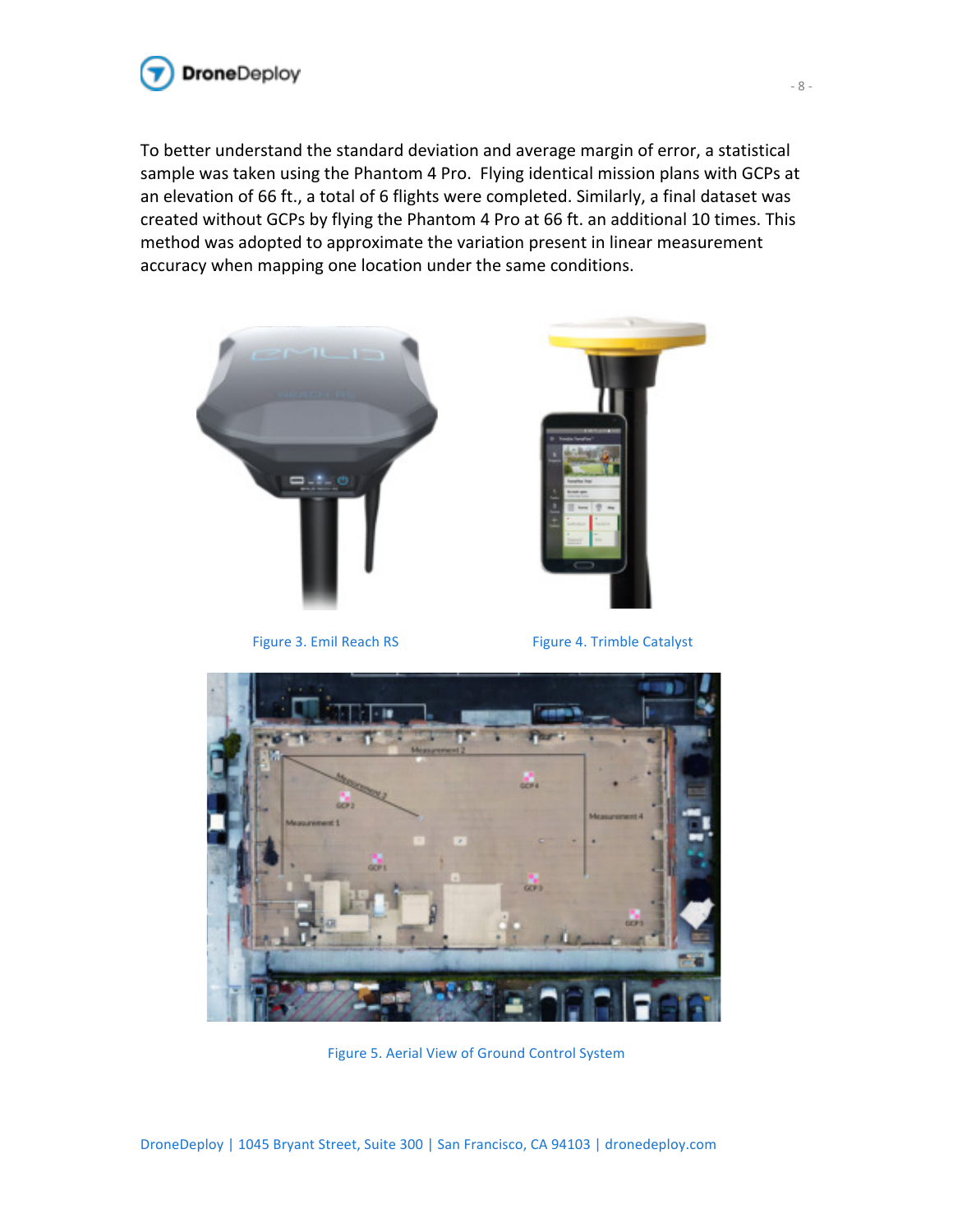To better understand the standard deviation and average margin of error, a statistical sample was taken using the Phantom 4 Pro. Flying identical mission plans with GCPs at an elevation of 66 ft., a total of 6 flights were completed. Similarly, a final dataset was created without GCPs by flying the Phantom 4 Pro at 66 ft. an additional 10 times. This method was adopted to approximate the variation present in linear measurement accuracy when mapping one location under the same conditions.

Figure 3. Emil Reach RS

Figure 4. Trimble Catalyst

Figure 5. Aerial View of Ground Control System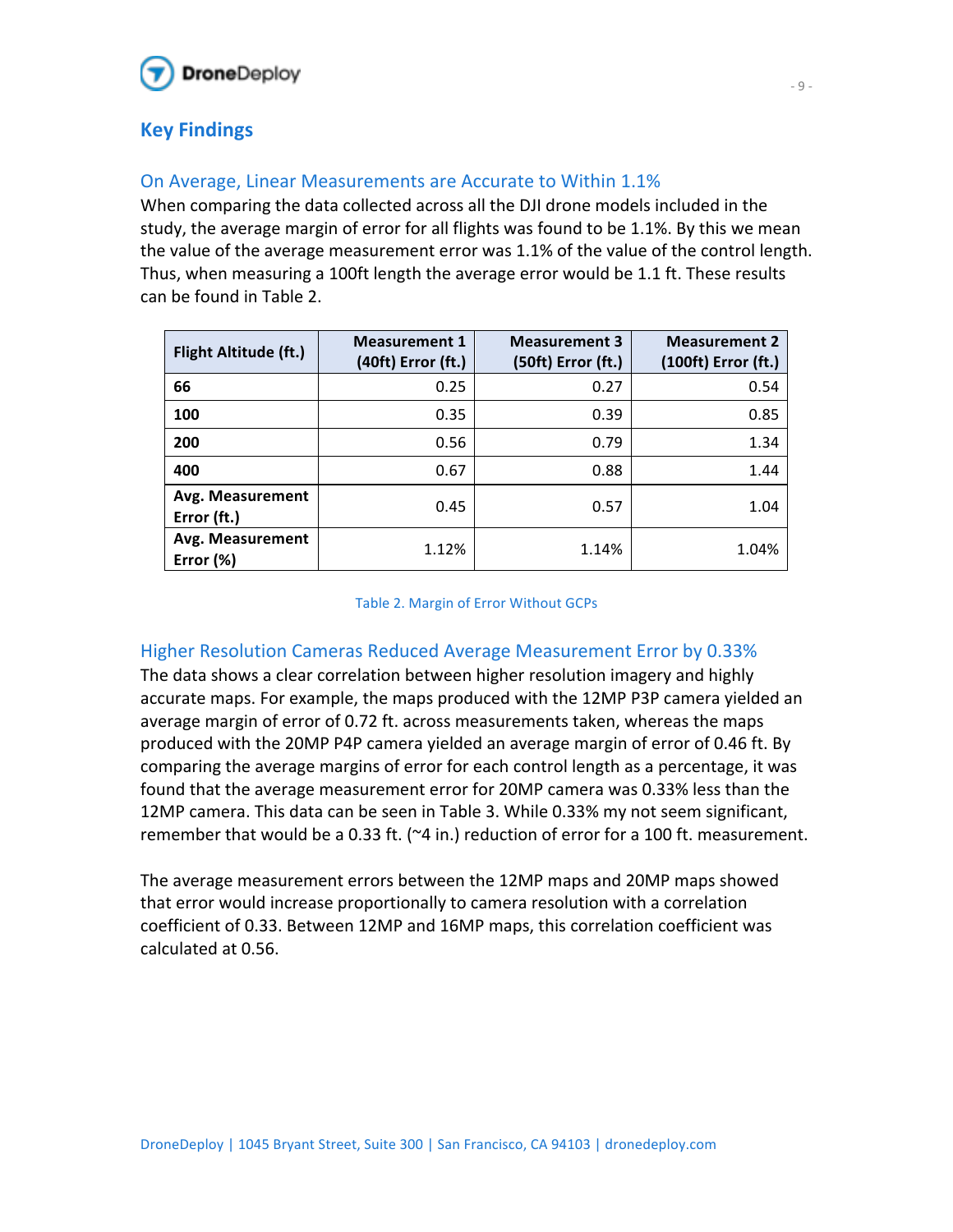## Key Findings

### On Average, Linear Measurements are Accurate to Within 1.1%

When comparing the data collected across all the DJI drone models included in the study, the average margin of error for all flights was found to be 1.1%. By this we mean the value of the average measurement error was 1.1% of the value of the control length. Thus, when measuring a 100ft length the average error would be 1.1 ft. These results can be found in Table 2.

| Flight Altitude (ft.) | Measurement 1 (40ft) Error (ft.) | Measurement 3 (50ft) Error (ft.) | Measurement 2 (100ft) Error (ft.) |
|---|---|---|---|
| **66** | 0.25 | 0.27 | 0.54 |
| **100** | 0.35 | 0.39 | 0.85 |
| **200** | 0.56 | 0.79 | 1.34 |
| **400** | 0.67 | 0.88 | 1.44 |
| **Avg. Measurement Error (ft.)** | 0.45 | 0.57 | 1.04 |
| **Avg. Measurement Error (%)** | 1.12% | 1.14% | 1.04% |

Table 2. Margin of Error Without GCPs

### Higher Resolution Cameras Reduced Average Measurement Error by 0.33%

The data shows a clear correlation between higher resolution imagery and highly accurate maps. For example, the maps produced with the 12MP P3P camera yielded an average margin of error of 0.72 ft. across measurements taken, whereas the maps produced with the 20MP P4P camera yielded an average margin of error of 0.46 ft. By comparing the average margins of error for each control length as a percentage, it was found that the average measurement error for 20MP camera was 0.33% less than the 12MP camera. This data can be seen in Table 3. While 0.33% my not seem significant, remember that would be a 0.33 ft. (~4 in.) reduction of error for a 100 ft. measurement.

The average measurement errors between the 12MP maps and 20MP maps showed that error would increase proportionally to camera resolution with a correlation coefficient of 0.33. Between 12MP and 16MP maps, this correlation coefficient was calculated at 0.56.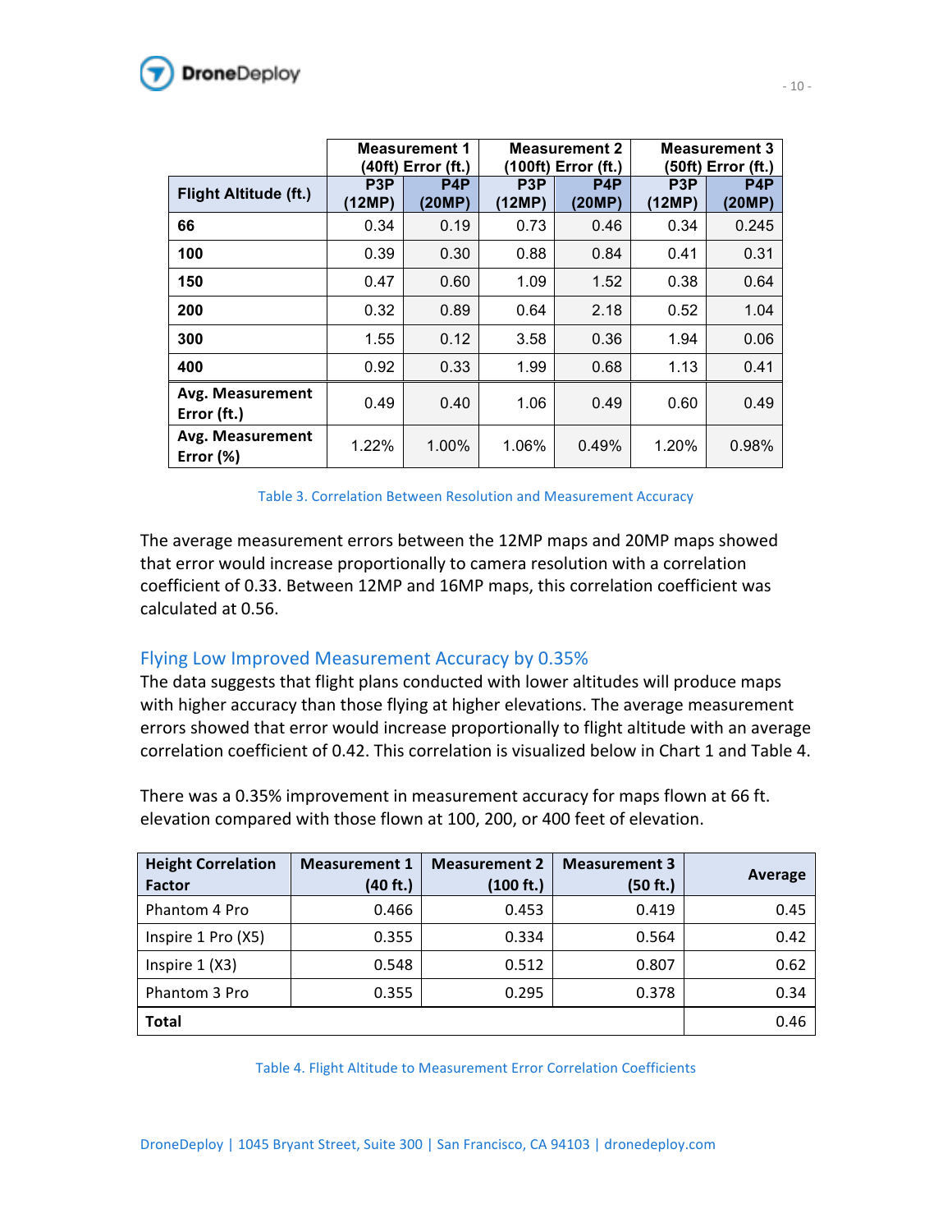| | Measurement 1 (40ft) Error (ft.) | | Measurement 2 (100ft) Error (ft.) | | Measurement 3 (50ft) Error (ft.) | |
|---|---|---|---|---|---|---|
| **Flight Altitude (ft.)** | **P3P (12MP)** | **P4P (20MP)** | **P3P (12MP)** | **P4P (20MP)** | **P3P (12MP)** | **P4P (20MP)** |
| **66** | 0.34 | 0.19 | 0.73 | 0.46 | 0.34 | 0.245 |
| **100** | 0.39 | 0.30 | 0.88 | 0.84 | 0.41 | 0.31 |
| **150** | 0.47 | 0.60 | 1.09 | 1.52 | 0.38 | 0.64 |
| **200** | 0.32 | 0.89 | 0.64 | 2.18 | 0.52 | 1.04 |
| **300** | 1.55 | 0.12 | 3.58 | 0.36 | 1.94 | 0.06 |
| **400** | 0.92 | 0.33 | 1.99 | 0.68 | 1.13 | 0.41 |
| **Avg. Measurement Error (ft.)** | 0.49 | 0.40 | 1.06 | 0.49 | 0.60 | 0.49 |
| **Avg. Measurement Error (%)** | 1.22% | 1.00% | 1.06% | 0.49% | 1.20% | 0.98% |

Table 3. Correlation Between Resolution and Measurement Accuracy

The average measurement errors between the 12MP maps and 20MP maps showed that error would increase proportionally to camera resolution with a correlation coefficient of 0.33. Between 12MP and 16MP maps, this correlation coefficient was calculated at 0.56.

## Flying Low Improved Measurement Accuracy by 0.35%

The data suggests that flight plans conducted with lower altitudes will produce maps with higher accuracy than those flying at higher elevations. The average measurement errors showed that error would increase proportionally to flight altitude with an average correlation coefficient of 0.42. This correlation is visualized below in Chart 1 and Table 4.

There was a 0.35% improvement in measurement accuracy for maps flown at 66 ft. elevation compared with those flown at 100, 200, or 400 feet of elevation.

| Height Correlation Factor | Measurement 1 (40 ft.) | Measurement 2 (100 ft.) | Measurement 3 (50 ft.) | Average |
|---|---|---|---|---|
| Phantom 4 Pro | 0.466 | 0.453 | 0.419 | 0.45 |
| Inspire 1 Pro (X5) | 0.355 | 0.334 | 0.564 | 0.42 |
| Inspire 1 (X3) | 0.548 | 0.512 | 0.807 | 0.62 |
| Phantom 3 Pro | 0.355 | 0.295 | 0.378 | 0.34 |
| **Total** | | | | 0.46 |

Table 4. Flight Altitude to Measurement Error Correlation Coefficients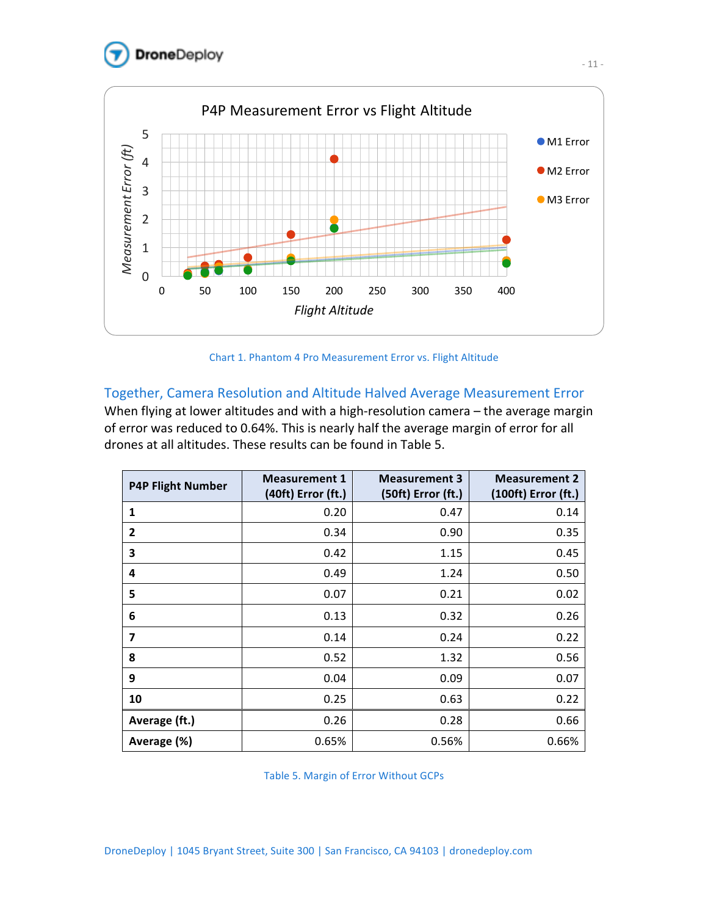Chart 1. Phantom 4 Pro Measurement Error vs. Flight Altitude

## Together, Camera Resolution and Altitude Halved Average Measurement Error

When flying at lower altitudes and with a high-resolution camera – the average margin of error was reduced to 0.64%. This is nearly half the average margin of error for all drones at all altitudes. These results can be found in Table 5.

| P4P Flight Number | Measurement 1 (40ft) Error (ft.) | Measurement 3 (50ft) Error (ft.) | Measurement 2 (100ft) Error (ft.) |
|---|---|---|---|
| **1** | 0.20 | 0.47 | 0.14 |
| **2** | 0.34 | 0.90 | 0.35 |
| **3** | 0.42 | 1.15 | 0.45 |
| **4** | 0.49 | 1.24 | 0.50 |
| **5** | 0.07 | 0.21 | 0.02 |
| **6** | 0.13 | 0.32 | 0.26 |
| **7** | 0.14 | 0.24 | 0.22 |
| **8** | 0.52 | 1.32 | 0.56 |
| **9** | 0.04 | 0.09 | 0.07 |
| **10** | 0.25 | 0.63 | 0.22 |
| **Average (ft.)** | 0.26 | 0.28 | 0.66 |
| **Average (%)** | 0.65% | 0.56% | 0.66% |

Table 5. Margin of Error Without GCPs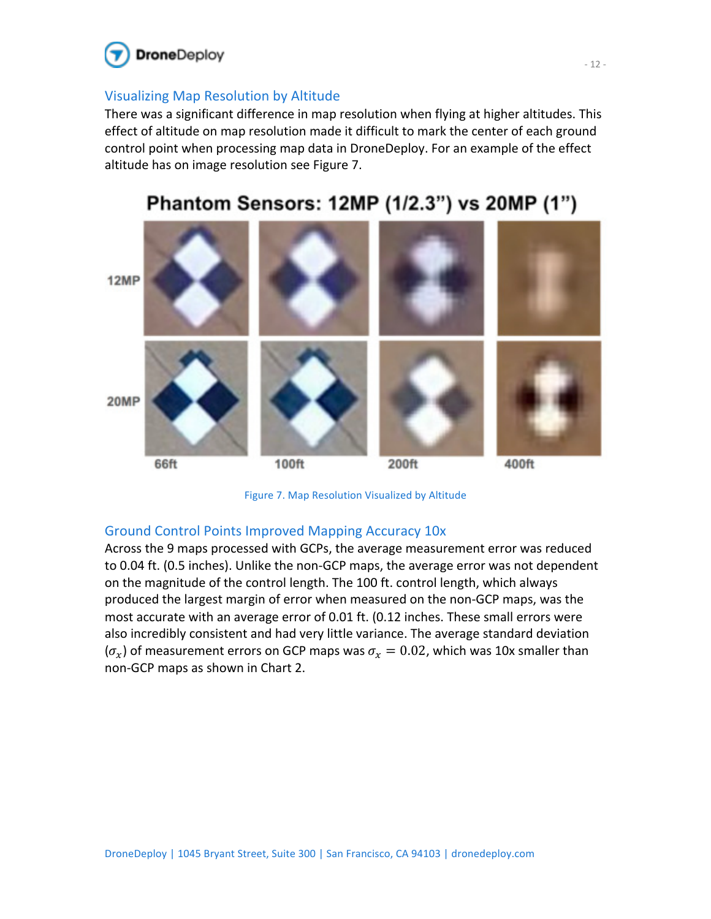## Visualizing Map Resolution by Altitude

There was a significant difference in map resolution when flying at higher altitudes. This effect of altitude on map resolution made it difficult to mark the center of each ground control point when processing map data in DroneDeploy. For an example of the effect altitude has on image resolution see Figure 7.

Figure 7. Map Resolution Visualized by Altitude

## Ground Control Points Improved Mapping Accuracy 10x

Across the 9 maps processed with GCPs, the average measurement error was reduced to 0.04 ft. (0.5 inches). Unlike the non-GCP maps, the average error was not dependent on the magnitude of the control length. The 100 ft. control length, which always produced the largest margin of error when measured on the non-GCP maps, was the most accurate with an average error of 0.01 ft. (0.12 inches. These small errors were also incredibly consistent and had very little variance. The average standard deviation ($\sigma_x$) of measurement errors on GCP maps was $\sigma_x = 0.02$, which was 10x smaller than non-GCP maps as shown in Chart 2.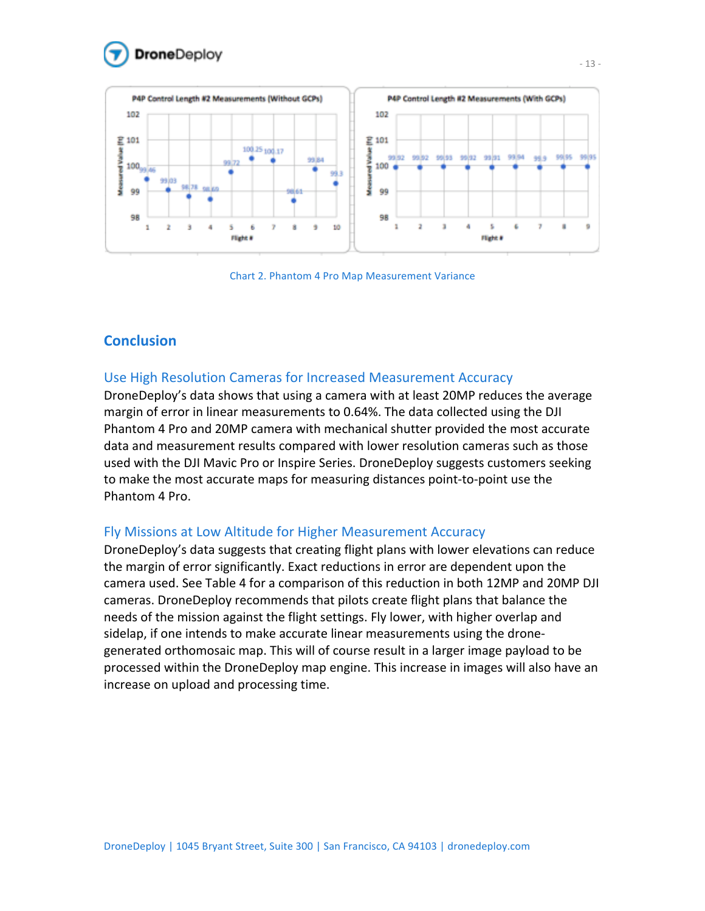Chart 2. Phantom 4 Pro Map Measurement Variance

## Conclusion

### Use High Resolution Cameras for Increased Measurement Accuracy

DroneDeploy's data shows that using a camera with at least 20MP reduces the average margin of error in linear measurements to 0.64%. The data collected using the DJI Phantom 4 Pro and 20MP camera with mechanical shutter provided the most accurate data and measurement results compared with lower resolution cameras such as those used with the DJI Mavic Pro or Inspire Series. DroneDeploy suggests customers seeking to make the most accurate maps for measuring distances point-to-point use the Phantom 4 Pro.

### Fly Missions at Low Altitude for Higher Measurement Accuracy

DroneDeploy's data suggests that creating flight plans with lower elevations can reduce the margin of error significantly. Exact reductions in error are dependent upon the camera used. See Table 4 for a comparison of this reduction in both 12MP and 20MP DJI cameras. DroneDeploy recommends that pilots create flight plans that balance the needs of the mission against the flight settings. Fly lower, with higher overlap and sidelap, if one intends to make accurate linear measurements using the drone-generated orthomosaic map. This will of course result in a larger image payload to be processed within the DroneDeploy map engine. This increase in images will also have an increase on upload and processing time.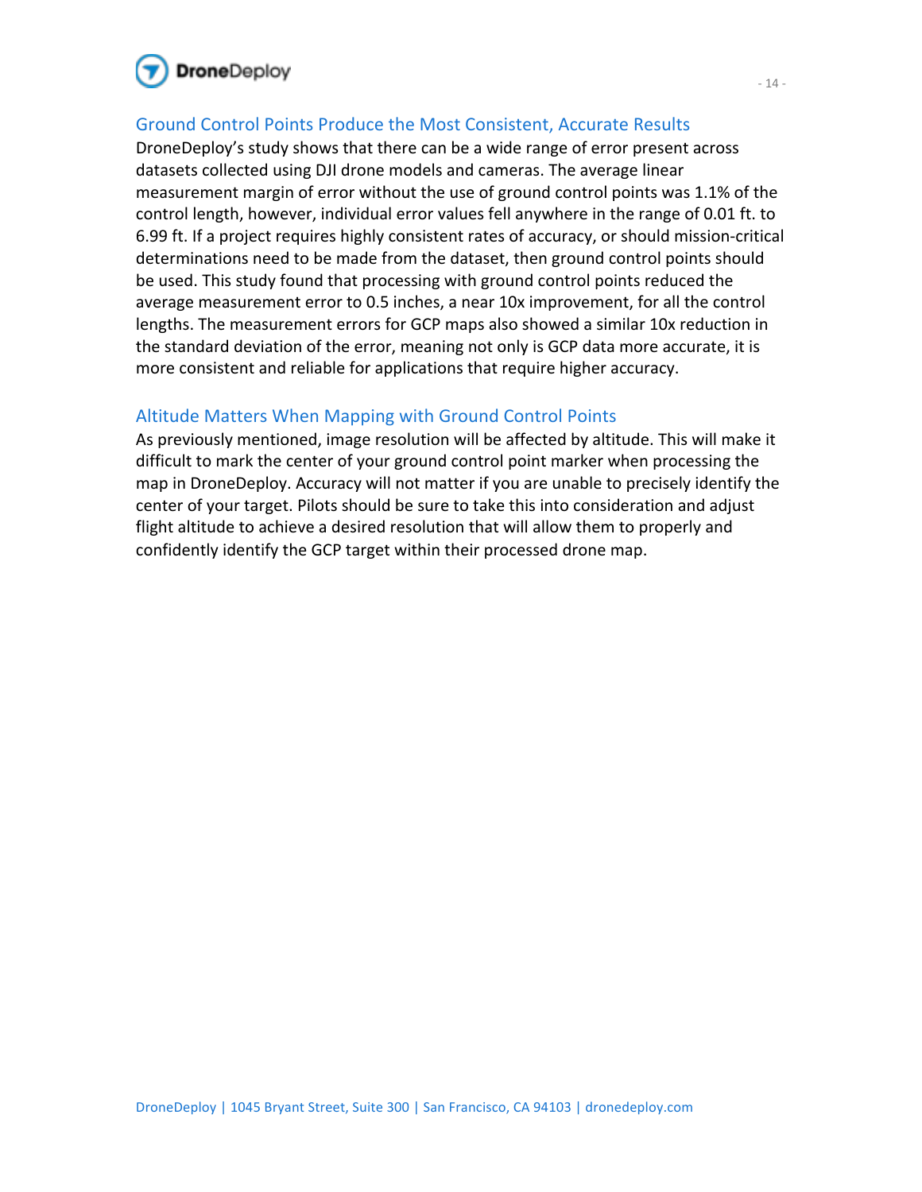## Ground Control Points Produce the Most Consistent, Accurate Results

DroneDeploy's study shows that there can be a wide range of error present across datasets collected using DJI drone models and cameras. The average linear measurement margin of error without the use of ground control points was 1.1% of the control length, however, individual error values fell anywhere in the range of 0.01 ft. to 6.99 ft. If a project requires highly consistent rates of accuracy, or should mission-critical determinations need to be made from the dataset, then ground control points should be used. This study found that processing with ground control points reduced the average measurement error to 0.5 inches, a near 10x improvement, for all the control lengths. The measurement errors for GCP maps also showed a similar 10x reduction in the standard deviation of the error, meaning not only is GCP data more accurate, it is more consistent and reliable for applications that require higher accuracy.

## Altitude Matters When Mapping with Ground Control Points

As previously mentioned, image resolution will be affected by altitude. This will make it difficult to mark the center of your ground control point marker when processing the map in DroneDeploy. Accuracy will not matter if you are unable to precisely identify the center of your target. Pilots should be sure to take this into consideration and adjust flight altitude to achieve a desired resolution that will allow them to properly and confidently identify the GCP target within their processed drone map.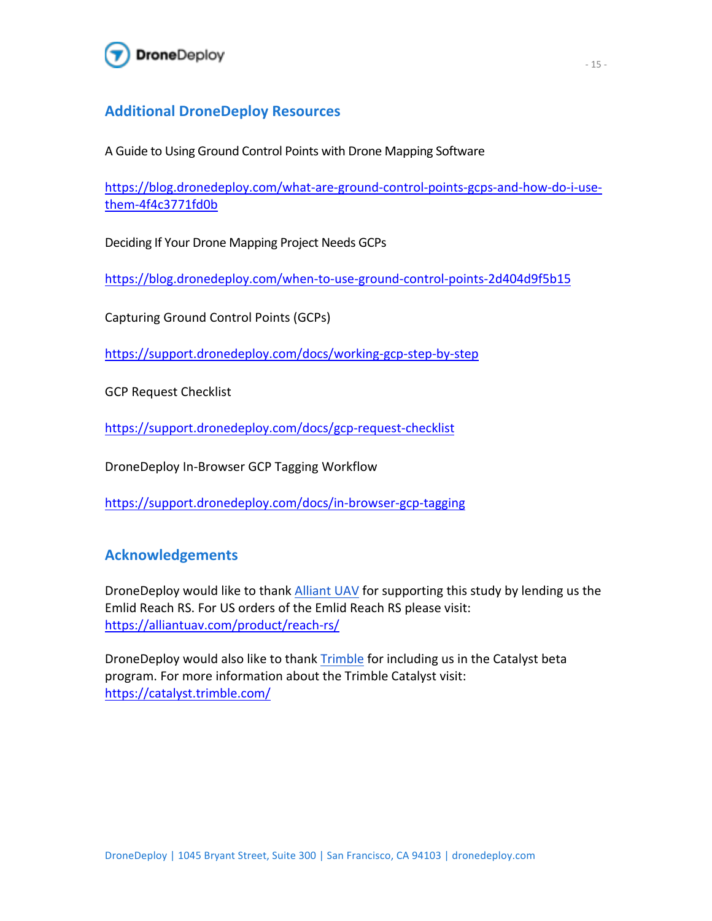## Additional DroneDeploy Resources

A Guide to Using Ground Control Points with Drone Mapping Software

https://blog.dronedeploy.com/what-are-ground-control-points-gcps-and-how-do-i-use-them-4f4c3771fd0b

Deciding If Your Drone Mapping Project Needs GCPs

https://blog.dronedeploy.com/when-to-use-ground-control-points-2d404d9f5b15

Capturing Ground Control Points (GCPs)

https://support.dronedeploy.com/docs/working-gcp-step-by-step

GCP Request Checklist

https://support.dronedeploy.com/docs/gcp-request-checklist

DroneDeploy In-Browser GCP Tagging Workflow

https://support.dronedeploy.com/docs/in-browser-gcp-tagging

## Acknowledgements

DroneDeploy would like to thank Alliant UAV for supporting this study by lending us the Emlid Reach RS. For US orders of the Emlid Reach RS please visit: https://alliantuav.com/product/reach-rs/

DroneDeploy would also like to thank Trimble for including us in the Catalyst beta program. For more information about the Trimble Catalyst visit: https://catalyst.trimble.com/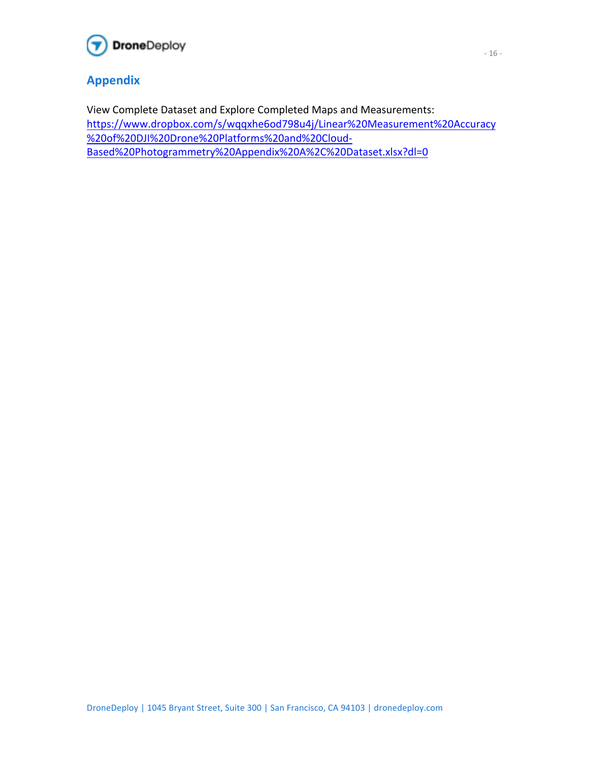## Appendix

View Complete Dataset and Explore Completed Maps and Measurements:
https://www.dropbox.com/s/wqqxhe6od798u4j/Linear%20Measurement%20Accuracy%20of%20DJI%20Drone%20Platforms%20and%20Cloud-Based%20Photogrammetry%20Appendix%20A%2C%20Dataset.xlsx?dl=0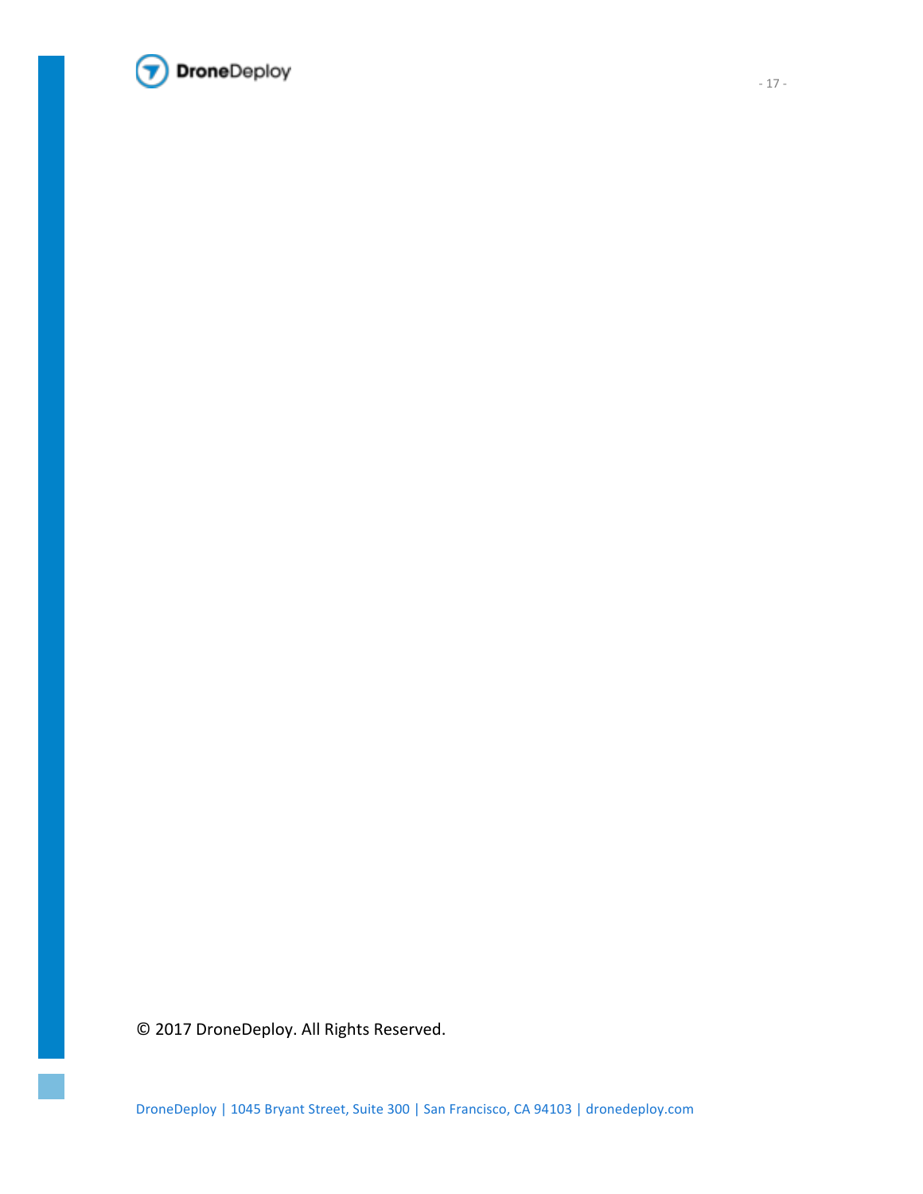© 2017 DroneDeploy. All Rights Reserved.